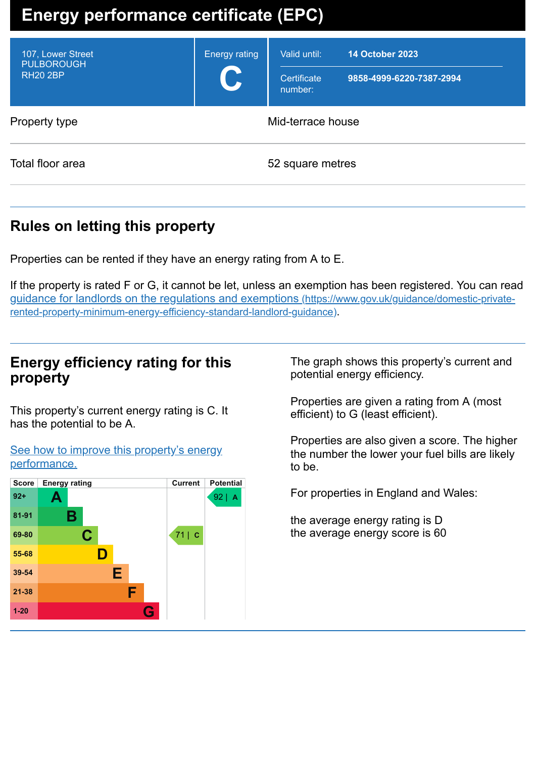# Energy performance certificate (EPC)

| | | |
|---|---|---|
| 107, Lower Street<br>PULBOROUGH<br>RH20 2BP | Energy rating<br>**C** | Valid until: **14 October 2023**<br>Certificate number: **9858-4999-6220-7387-2994** |

| | |
|---|---|
| Property type | Mid-terrace house |
| Total floor area | 52 square metres |

## Rules on letting this property

Properties can be rented if they have an energy rating from A to E.

If the property is rated F or G, it cannot be let, unless an exemption has been registered. You can read [guidance for landlords on the regulations and exemptions (https://www.gov.uk/guidance/domestic-private-rented-property-minimum-energy-efficiency-standard-landlord-guidance)](https://www.gov.uk/guidance/domestic-private-rented-property-minimum-energy-efficiency-standard-landlord-guidance).

## Energy efficiency rating for this property

This property's current energy rating is C. It has the potential to be A.

[See how to improve this property's energy performance.]()

| Score | Energy rating | Current | Potential |
|---|---|---|---|
| 92+ | A | | 92 \| A |
| 81-91 | B | | |
| 69-80 | C | 71 \| C | |
| 55-68 | D | | |
| 39-54 | E | | |
| 21-38 | F | | |
| 1-20 | G | | |

The graph shows this property's current and potential energy efficiency.

Properties are given a rating from A (most efficient) to G (least efficient).

Properties are also given a score. The higher the number the lower your fuel bills are likely to be.

For properties in England and Wales:

the average energy rating is D
the average energy score is 60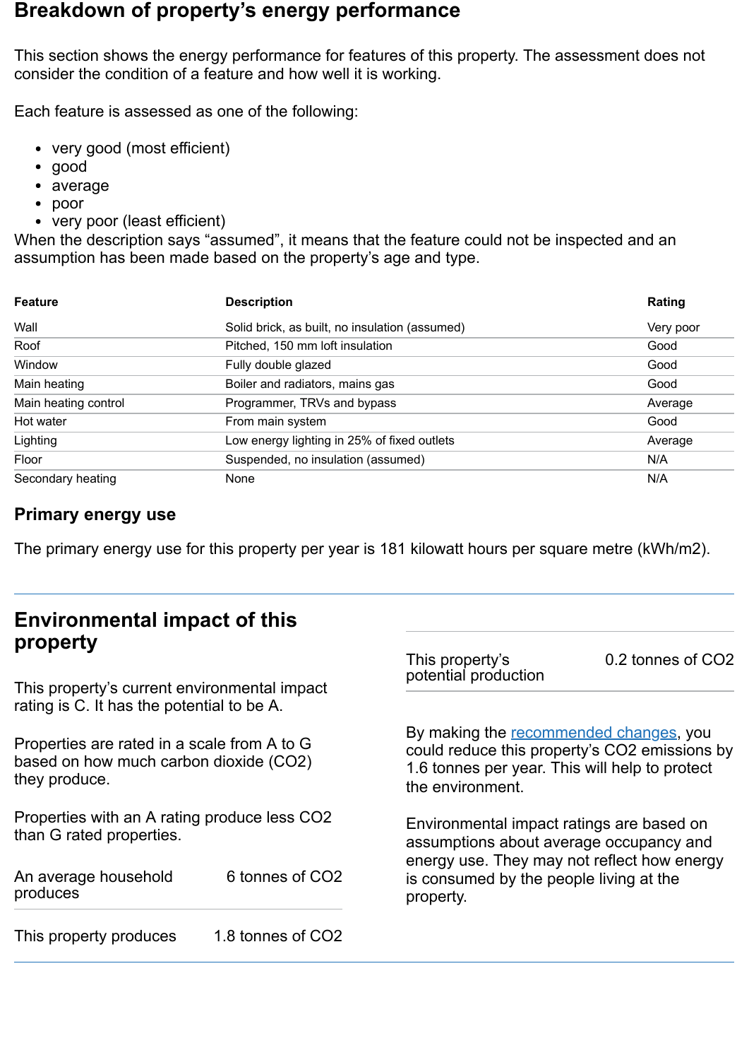## Breakdown of property's energy performance

This section shows the energy performance for features of this property. The assessment does not consider the condition of a feature and how well it is working.

Each feature is assessed as one of the following:

- very good (most efficient)
- good
- average
- poor
- very poor (least efficient)

When the description says "assumed", it means that the feature could not be inspected and an assumption has been made based on the property's age and type.

| Feature | Description | Rating |
|---|---|---|
| Wall | Solid brick, as built, no insulation (assumed) | Very poor |
| Roof | Pitched, 150 mm loft insulation | Good |
| Window | Fully double glazed | Good |
| Main heating | Boiler and radiators, mains gas | Good |
| Main heating control | Programmer, TRVs and bypass | Average |
| Hot water | From main system | Good |
| Lighting | Low energy lighting in 25% of fixed outlets | Average |
| Floor | Suspended, no insulation (assumed) | N/A |
| Secondary heating | None | N/A |

### Primary energy use

The primary energy use for this property per year is 181 kilowatt hours per square metre (kWh/m2).

## Environmental impact of this property

This property's current environmental impact rating is C. It has the potential to be A.

Properties are rated in a scale from A to G based on how much carbon dioxide ($CO_2$) they produce.

Properties with an A rating produce less $CO_2$ than G rated properties.

| | |
|---|---|
| An average household produces | 6 tonnes of $CO_2$ |
| This property produces | 1.8 tonnes of $CO_2$ |
| This property's potential production | 0.2 tonnes of $CO_2$ |

By making the recommended changes, you could reduce this property's $CO_2$ emissions by 1.6 tonnes per year. This will help to protect the environment.

Environmental impact ratings are based on assumptions about average occupancy and energy use. They may not reflect how energy is consumed by the people living at the property.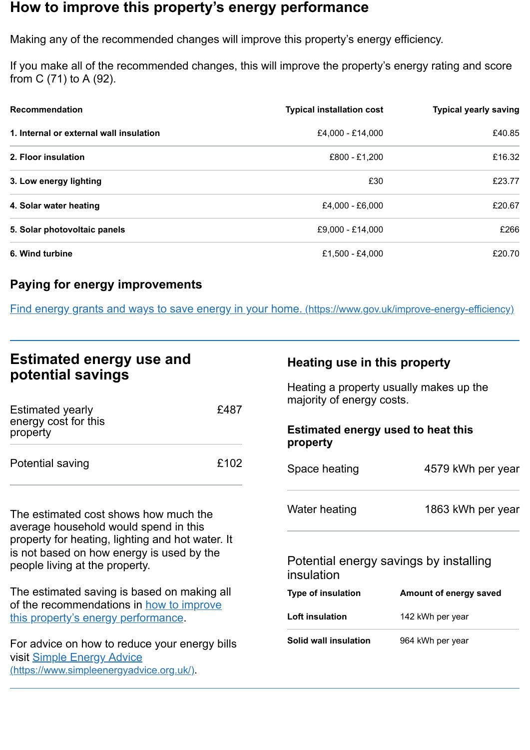## How to improve this property’s energy performance

Making any of the recommended changes will improve this property’s energy efficiency.

If you make all of the recommended changes, this will improve the property’s energy rating and score from C (71) to A (92).

| Recommendation | Typical installation cost | Typical yearly saving |
|---|---|---|
| 1. Internal or external wall insulation | £4,000 - £14,000 | £40.85 |
| 2. Floor insulation | £800 - £1,200 | £16.32 |
| 3. Low energy lighting | £30 | £23.77 |
| 4. Solar water heating | £4,000 - £6,000 | £20.67 |
| 5. Solar photovoltaic panels | £9,000 - £14,000 | £266 |
| 6. Wind turbine | £1,500 - £4,000 | £20.70 |

### Paying for energy improvements

[Find energy grants and ways to save energy in your home. (https://www.gov.uk/improve-energy-efficiency)](https://www.gov.uk/improve-energy-efficiency)

## Estimated energy use and potential savings

| | |
|---|---|
| Estimated yearly energy cost for this property | £487 |
| Potential saving | £102 |

The estimated cost shows how much the average household would spend in this property for heating, lighting and hot water. It is not based on how energy is used by the people living at the property.

The estimated saving is based on making all of the recommendations in how to improve this property’s energy performance.

For advice on how to reduce your energy bills visit [Simple Energy Advice (https://www.simpleenergyadvice.org.uk/)](https://www.simpleenergyadvice.org.uk/).

### Heating use in this property

Heating a property usually makes up the majority of energy costs.

#### Estimated energy used to heat this property

| | |
|---|---|
| Space heating | 4579 kWh per year |
| Water heating | 1863 kWh per year |

#### Potential energy savings by installing insulation

| Type of insulation | Amount of energy saved |
|---|---|
| Loft insulation | 142 kWh per year |
| Solid wall insulation | 964 kWh per year |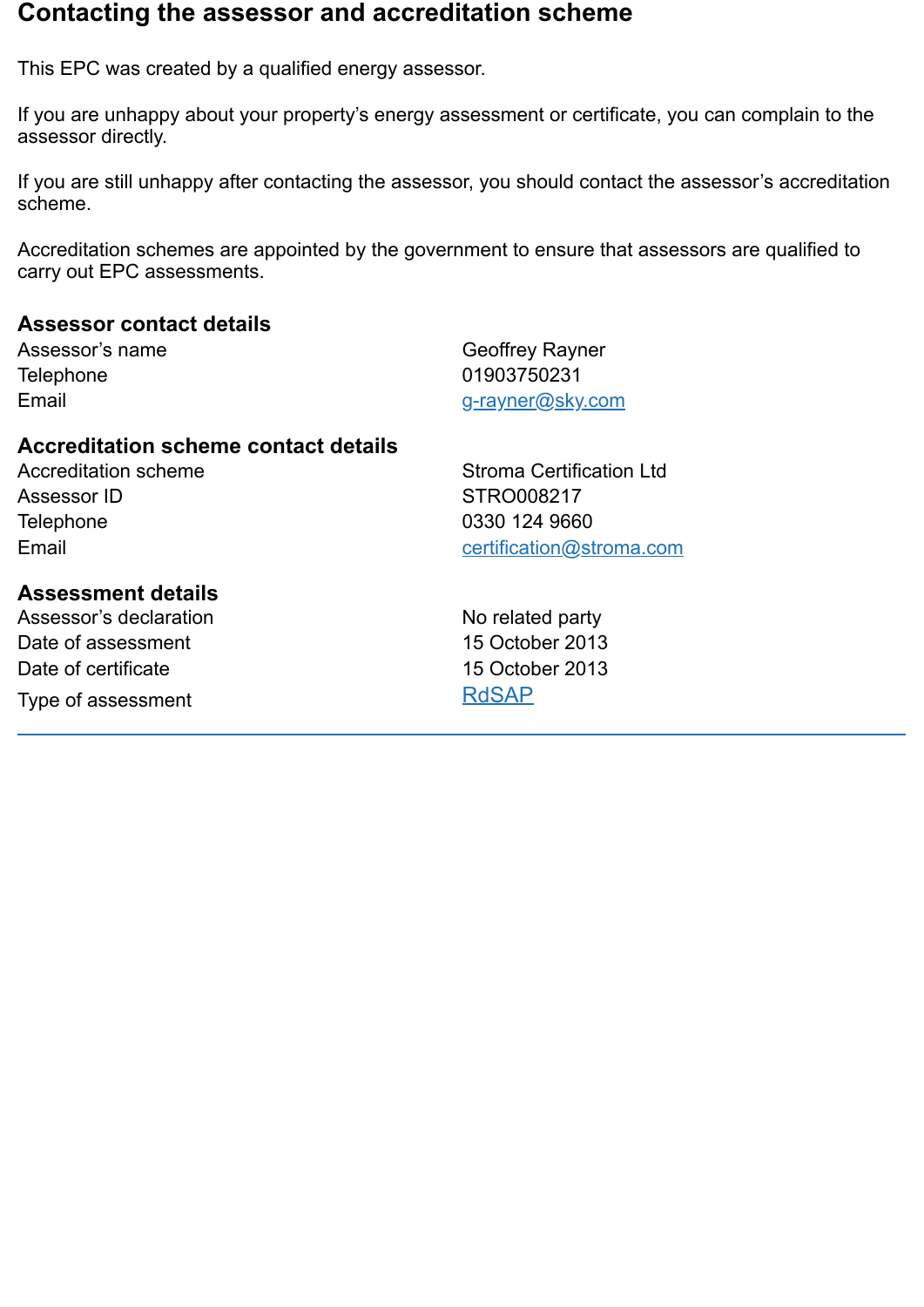## Contacting the assessor and accreditation scheme

This EPC was created by a qualified energy assessor.

If you are unhappy about your property's energy assessment or certificate, you can complain to the assessor directly.

If you are still unhappy after contacting the assessor, you should contact the assessor's accreditation scheme.

Accreditation schemes are appointed by the government to ensure that assessors are qualified to carry out EPC assessments.

### Assessor contact details

| | |
|---|---|
| Assessor's name | Geoffrey Rayner |
| Telephone | 01903750231 |
| Email | g-rayner@sky.com |

### Accreditation scheme contact details

| | |
|---|---|
| Accreditation scheme | Stroma Certification Ltd |
| Assessor ID | STRO008217 |
| Telephone | 0330 124 9660 |
| Email | certification@stroma.com |

### Assessment details

| | |
|---|---|
| Assessor's declaration | No related party |
| Date of assessment | 15 October 2013 |
| Date of certificate | 15 October 2013 |
| Type of assessment | RdSAP |